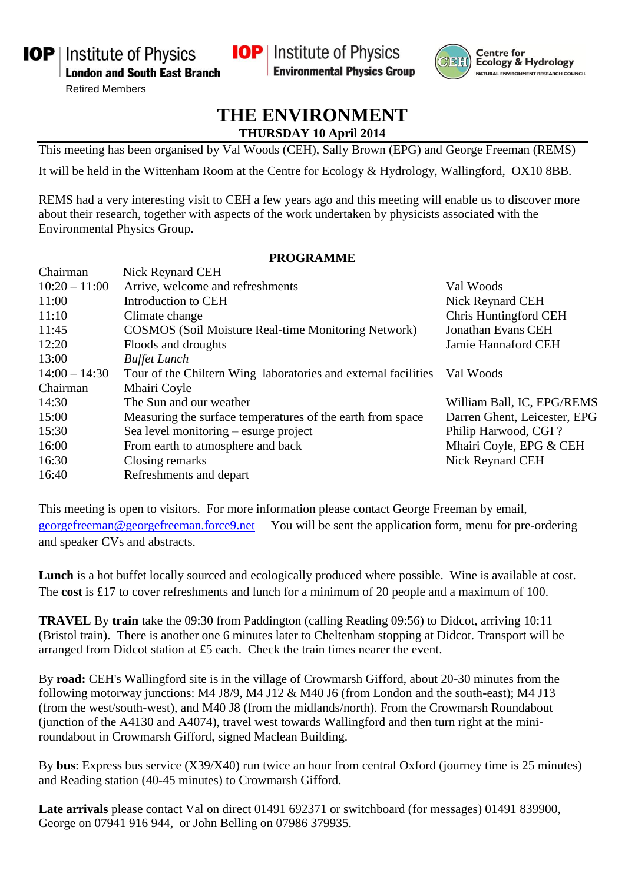IOP | Institute of Physics
**London and South East Branch**
Retired Members

IOP | Institute of Physics
**Environmental Physics Group**

Centre for Ecology & Hydrology
NATURAL ENVIRONMENT RESEARCH COUNCIL

# THE ENVIRONMENT

**THURSDAY 10 April 2014**

This meeting has been organised by Val Woods (CEH), Sally Brown (EPG) and George Freeman (REMS)

It will be held in the Wittenham Room at the Centre for Ecology & Hydrology, Wallingford, OX10 8BB.

REMS had a very interesting visit to CEH a few years ago and this meeting will enable us to discover more about their research, together with aspects of the work undertaken by physicists associated with the Environmental Physics Group.

## PROGRAMME

| | | |
|---|---|---|
| Chairman | Nick Reynard CEH | |
| 10:20 – 11:00 | Arrive, welcome and refreshments | Val Woods |
| 11:00 | Introduction to CEH | Nick Reynard CEH |
| 11:10 | Climate change | Chris Huntingford CEH |
| 11:45 | COSMOS (Soil Moisture Real-time Monitoring Network) | Jonathan Evans CEH |
| 12:20 | Floods and droughts | Jamie Hannaford CEH |
| 13:00 | *Buffet Lunch* | |
| 14:00 – 14:30 | Tour of the Chiltern Wing laboratories and external facilities | Val Woods |
| Chairman | Mhairi Coyle | |
| 14:30 | The Sun and our weather | William Ball, IC, EPG/REMS |
| 15:00 | Measuring the surface temperatures of the earth from space | Darren Ghent, Leicester, EPG |
| 15:30 | Sea level monitoring – esurge project | Philip Harwood, CGI ? |
| 16:00 | From earth to atmosphere and back | Mhairi Coyle, EPG & CEH |
| 16:30 | Closing remarks | Nick Reynard CEH |
| 16:40 | Refreshments and depart | |

This meeting is open to visitors. For more information please contact George Freeman by email, georgefreeman@georgefreeman.force9.net You will be sent the application form, menu for pre-ordering and speaker CVs and abstracts.

**Lunch** is a hot buffet locally sourced and ecologically produced where possible. Wine is available at cost. The **cost** is £17 to cover refreshments and lunch for a minimum of 20 people and a maximum of 100.

**TRAVEL** By **train** take the 09:30 from Paddington (calling Reading 09:56) to Didcot, arriving 10:11 (Bristol train). There is another one 6 minutes later to Cheltenham stopping at Didcot. Transport will be arranged from Didcot station at £5 each. Check the train times nearer the event.

By **road:** CEH's Wallingford site is in the village of Crowmarsh Gifford, about 20-30 minutes from the following motorway junctions: M4 J8/9, M4 J12 & M40 J6 (from London and the south-east); M4 J13 (from the west/south-west), and M40 J8 (from the midlands/north). From the Crowmarsh Roundabout (junction of the A4130 and A4074), travel west towards Wallingford and then turn right at the mini-roundabout in Crowmarsh Gifford, signed Maclean Building.

By **bus**: Express bus service (X39/X40) run twice an hour from central Oxford (journey time is 25 minutes) and Reading station (40-45 minutes) to Crowmarsh Gifford.

**Late arrivals** please contact Val on direct 01491 692371 or switchboard (for messages) 01491 839900, George on 07941 916 944, or John Belling on 07986 379935.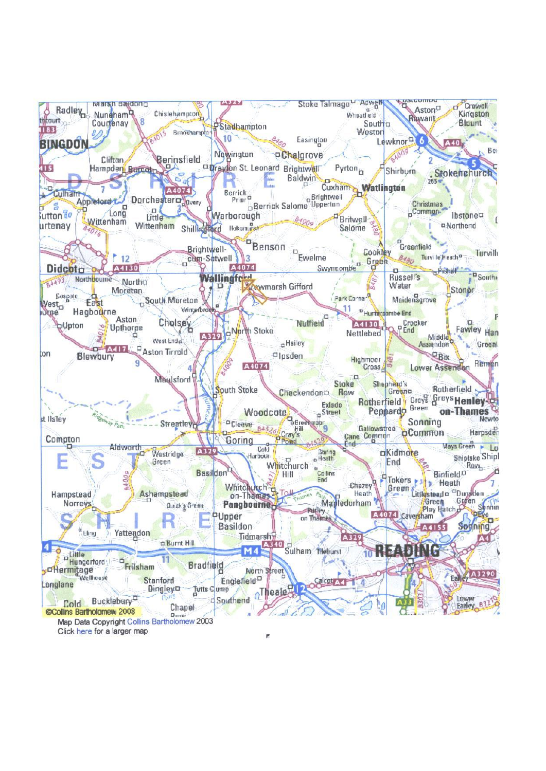Map Data Copyright Collins Bartholomew 2003

Click here for a larger map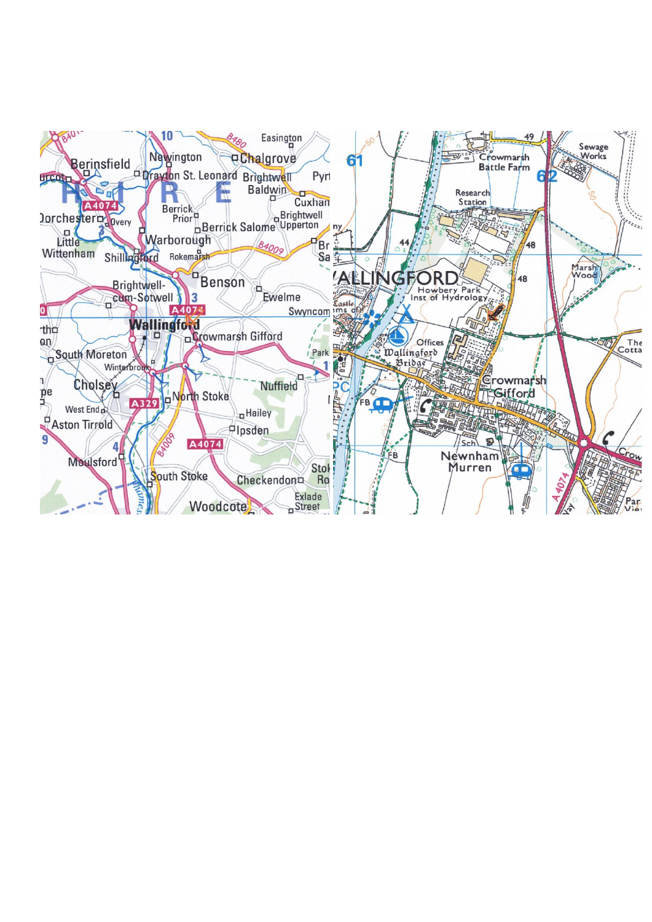Berinsfield
Newington
Chalgrove
Easington
Drayton St. Leonard
Brightwell Baldwin
Cuxham
Dorchester
Overy
Berrick Prior
Berrick Salome
Brightwell Upperton
Little Wittenham
Shillingford
Warborough
Rokemarsh
Benson
Brightwell-cum-Sotwell
Ewelme
Swyncombe
Wallingford
Crowmarsh Gifford
South Moreton
Winterbrook
Cholsey
Nuffield
North Stoke
West End
Hailey
Aston Tirrold
Ipsden
Moulsford
South Stoke
Checkendon
Exlade Street
Woodcote
A4074
A329
B4009
B480
10

61
62
Crowmarsh Battle Farm
Sewage Works
Research Station
Marsh Wood
WALLINGFORD
Howbery Park
Inst of Hydrology
Offices
Wallingford Bridge
Crowmarsh Gifford
Newnham Murren
Sch
FB
A4074